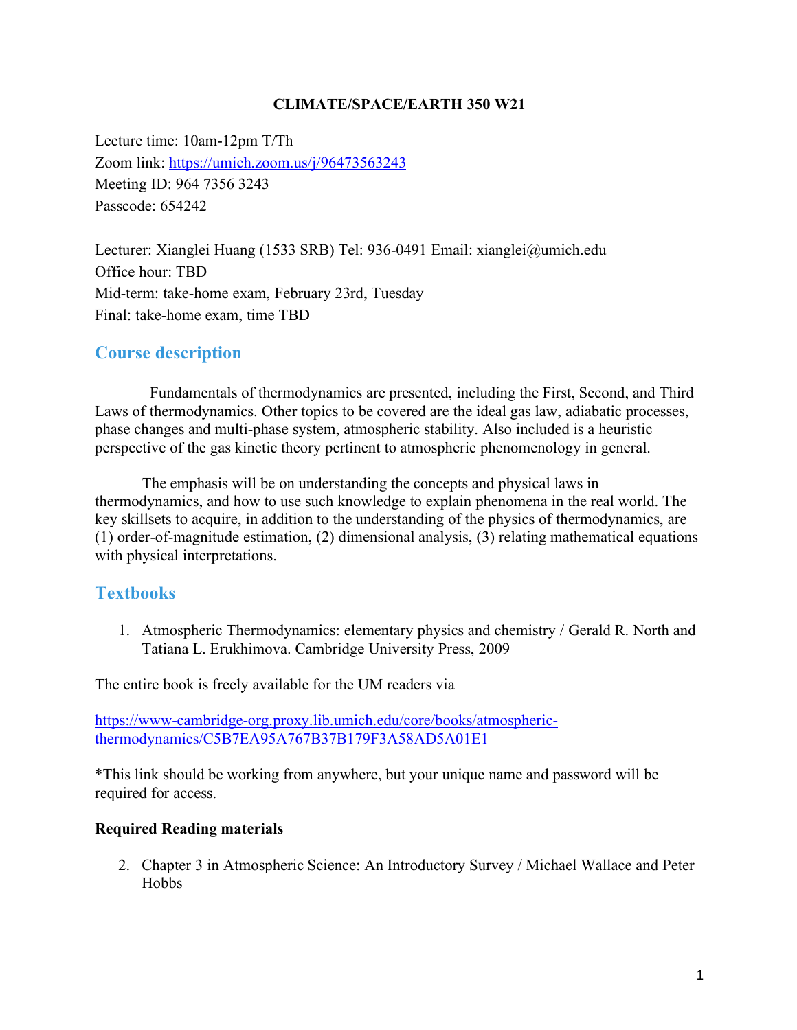# CLIMATE/SPACE/EARTH 350 W21

Lecture time: 10am-12pm T/Th
Zoom link: https://umich.zoom.us/j/96473563243
Meeting ID: 964 7356 3243
Passcode: 654242

Lecturer: Xianglei Huang (1533 SRB) Tel: 936-0491 Email: xianglei@umich.edu
Office hour: TBD
Mid-term: take-home exam, February 23rd, Tuesday
Final: take-home exam, time TBD

## Course description

Fundamentals of thermodynamics are presented, including the First, Second, and Third Laws of thermodynamics. Other topics to be covered are the ideal gas law, adiabatic processes, phase changes and multi-phase system, atmospheric stability. Also included is a heuristic perspective of the gas kinetic theory pertinent to atmospheric phenomenology in general.

The emphasis will be on understanding the concepts and physical laws in thermodynamics, and how to use such knowledge to explain phenomena in the real world. The key skillsets to acquire, in addition to the understanding of the physics of thermodynamics, are (1) order-of-magnitude estimation, (2) dimensional analysis, (3) relating mathematical equations with physical interpretations.

## Textbooks

1. Atmospheric Thermodynamics: elementary physics and chemistry / Gerald R. North and Tatiana L. Erukhimova. Cambridge University Press, 2009

The entire book is freely available for the UM readers via

https://www-cambridge-org.proxy.lib.umich.edu/core/books/atmospheric-thermodynamics/C5B7EA95A767B37B179F3A58AD5A01E1

*This link should be working from anywhere, but your unique name and password will be required for access.

**Required Reading materials**

2. Chapter 3 in Atmospheric Science: An Introductory Survey / Michael Wallace and Peter Hobbs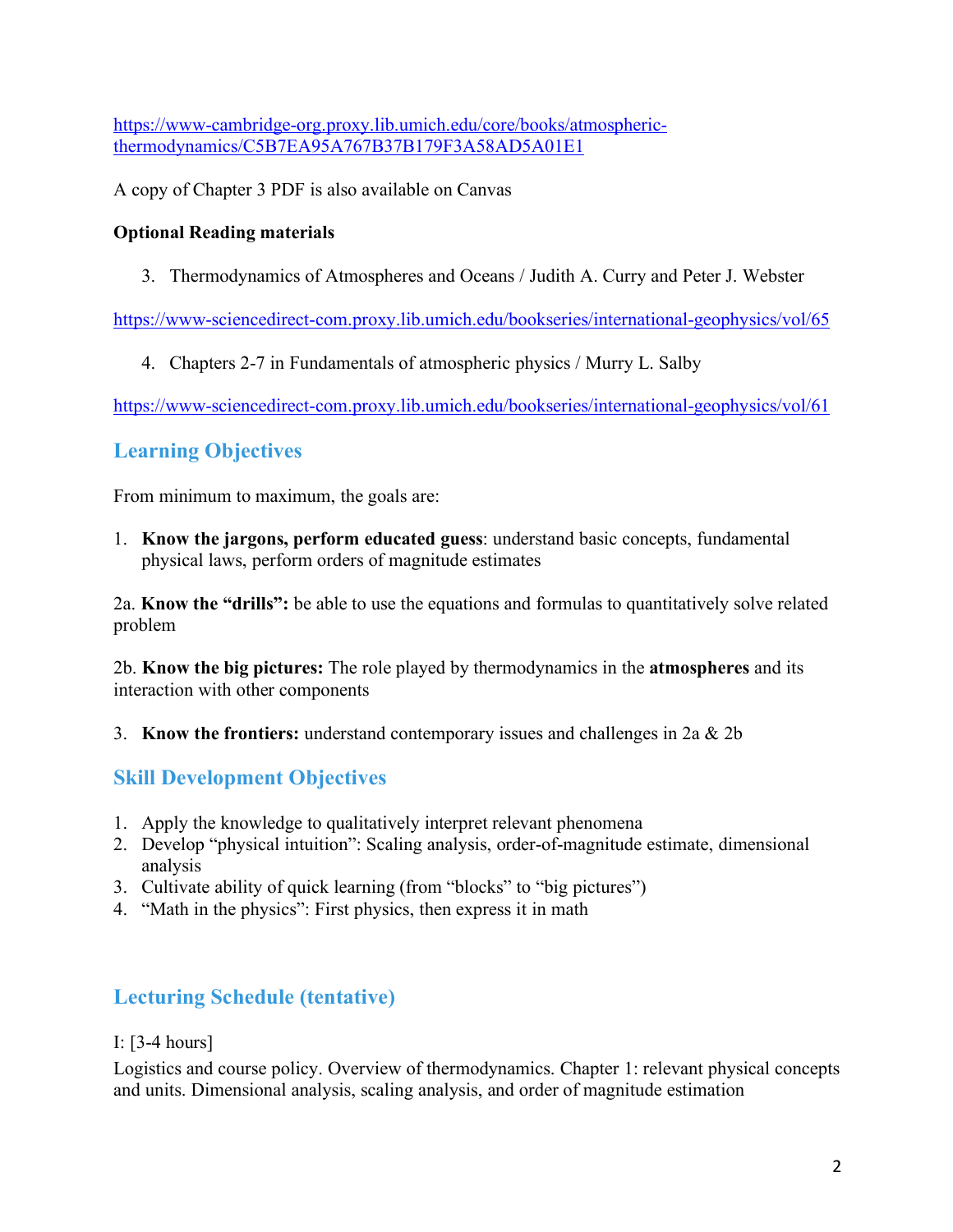https://www-cambridge-org.proxy.lib.umich.edu/core/books/atmospheric-thermodynamics/C5B7EA95A767B37B179F3A58AD5A01E1

A copy of Chapter 3 PDF is also available on Canvas

**Optional Reading materials**

3. Thermodynamics of Atmospheres and Oceans / Judith A. Curry and Peter J. Webster

https://www-sciencedirect-com.proxy.lib.umich.edu/bookseries/international-geophysics/vol/65

4. Chapters 2-7 in Fundamentals of atmospheric physics / Murry L. Salby

https://www-sciencedirect-com.proxy.lib.umich.edu/bookseries/international-geophysics/vol/61

## Learning Objectives

From minimum to maximum, the goals are:

1. **Know the jargons, perform educated guess**: understand basic concepts, fundamental physical laws, perform orders of magnitude estimates

2a. **Know the "drills":** be able to use the equations and formulas to quantitatively solve related problem

2b. **Know the big pictures:** The role played by thermodynamics in the **atmospheres** and its interaction with other components

3. **Know the frontiers:** understand contemporary issues and challenges in 2a & 2b

## Skill Development Objectives

1. Apply the knowledge to qualitatively interpret relevant phenomena
2. Develop "physical intuition": Scaling analysis, order-of-magnitude estimate, dimensional analysis
3. Cultivate ability of quick learning (from "blocks" to "big pictures")
4. "Math in the physics": First physics, then express it in math

## Lecturing Schedule (tentative)

I: [3-4 hours]

Logistics and course policy. Overview of thermodynamics. Chapter 1: relevant physical concepts and units. Dimensional analysis, scaling analysis, and order of magnitude estimation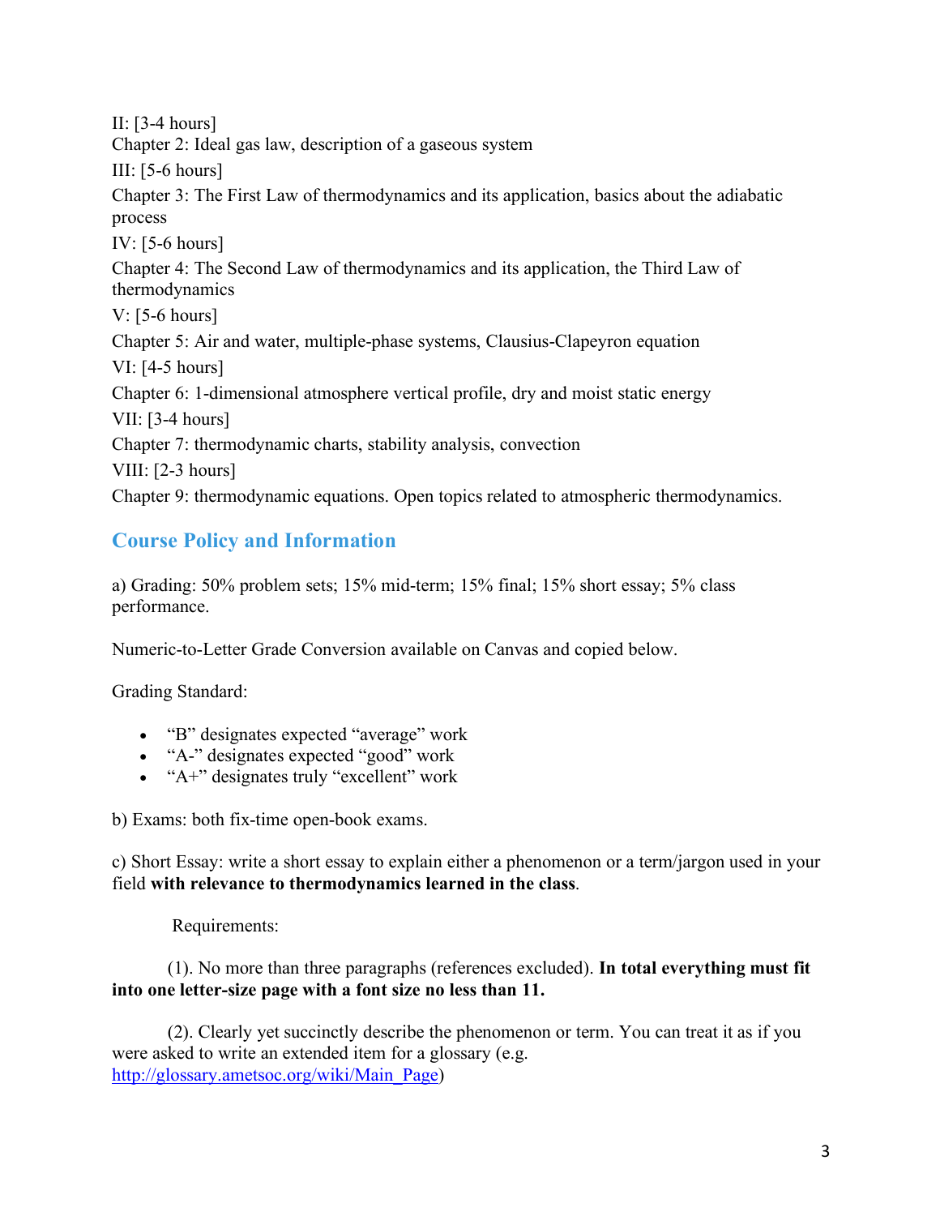II: [3-4 hours]

Chapter 2: Ideal gas law, description of a gaseous system

III: [5-6 hours]

Chapter 3: The First Law of thermodynamics and its application, basics about the adiabatic process

IV: [5-6 hours]

Chapter 4: The Second Law of thermodynamics and its application, the Third Law of thermodynamics

V: [5-6 hours]

Chapter 5: Air and water, multiple-phase systems, Clausius-Clapeyron equation

VI: [4-5 hours]

Chapter 6: 1-dimensional atmosphere vertical profile, dry and moist static energy

VII: [3-4 hours]

Chapter 7: thermodynamic charts, stability analysis, convection

VIII: [2-3 hours]

Chapter 9: thermodynamic equations. Open topics related to atmospheric thermodynamics.

## Course Policy and Information

a) Grading: 50% problem sets; 15% mid-term; 15% final; 15% short essay; 5% class performance.

Numeric-to-Letter Grade Conversion available on Canvas and copied below.

Grading Standard:

- "B" designates expected "average" work
- "A-" designates expected "good" work
- "A+" designates truly "excellent" work

b) Exams: both fix-time open-book exams.

c) Short Essay: write a short essay to explain either a phenomenon or a term/jargon used in your field **with relevance to thermodynamics learned in the class**.

Requirements:

(1). No more than three paragraphs (references excluded). **In total everything must fit into one letter-size page with a font size no less than 11.**

(2). Clearly yet succinctly describe the phenomenon or term. You can treat it as if you were asked to write an extended item for a glossary (e.g. [http://glossary.ametsoc.org/wiki/Main_Page](http://glossary.ametsoc.org/wiki/Main_Page))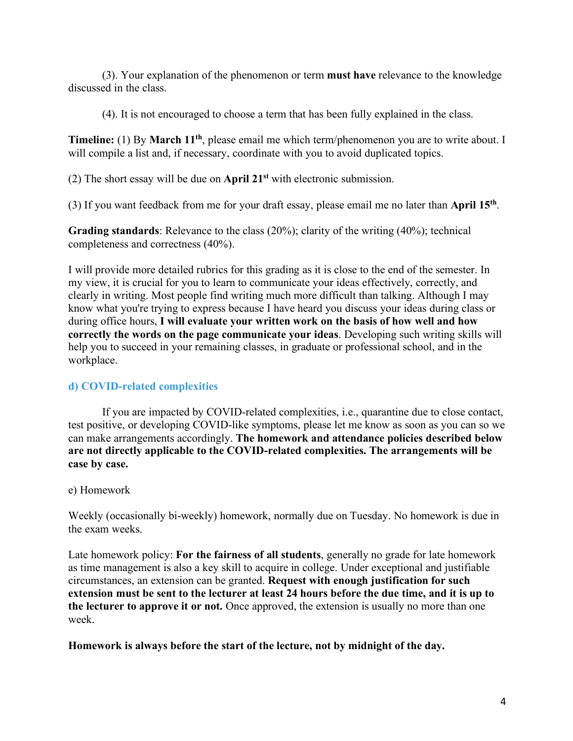(3). Your explanation of the phenomenon or term **must have** relevance to the knowledge discussed in the class.

(4). It is not encouraged to choose a term that has been fully explained in the class.

**Timeline:** (1) By **March 11th**, please email me which term/phenomenon you are to write about. I will compile a list and, if necessary, coordinate with you to avoid duplicated topics.

(2) The short essay will be due on **April 21st** with electronic submission.

(3) If you want feedback from me for your draft essay, please email me no later than **April 15th**.

**Grading standards**: Relevance to the class (20%); clarity of the writing (40%); technical completeness and correctness (40%).

I will provide more detailed rubrics for this grading as it is close to the end of the semester. In my view, it is crucial for you to learn to communicate your ideas effectively, correctly, and clearly in writing. Most people find writing much more difficult than talking. Although I may know what you're trying to express because I have heard you discuss your ideas during class or during office hours, **I will evaluate your written work on the basis of how well and how correctly the words on the page communicate your ideas**. Developing such writing skills will help you to succeed in your remaining classes, in graduate or professional school, and in the workplace.

### d) COVID-related complexities

If you are impacted by COVID-related complexities, i.e., quarantine due to close contact, test positive, or developing COVID-like symptoms, please let me know as soon as you can so we can make arrangements accordingly. **The homework and attendance policies described below are not directly applicable to the COVID-related complexities. The arrangements will be case by case.**

e) Homework

Weekly (occasionally bi-weekly) homework, normally due on Tuesday. No homework is due in the exam weeks.

Late homework policy: **For the fairness of all students**, generally no grade for late homework as time management is also a key skill to acquire in college. Under exceptional and justifiable circumstances, an extension can be granted. **Request with enough justification for such extension must be sent to the lecturer at least 24 hours before the due time, and it is up to the lecturer to approve it or not.** Once approved, the extension is usually no more than one week.

**Homework is always before the start of the lecture, not by midnight of the day.**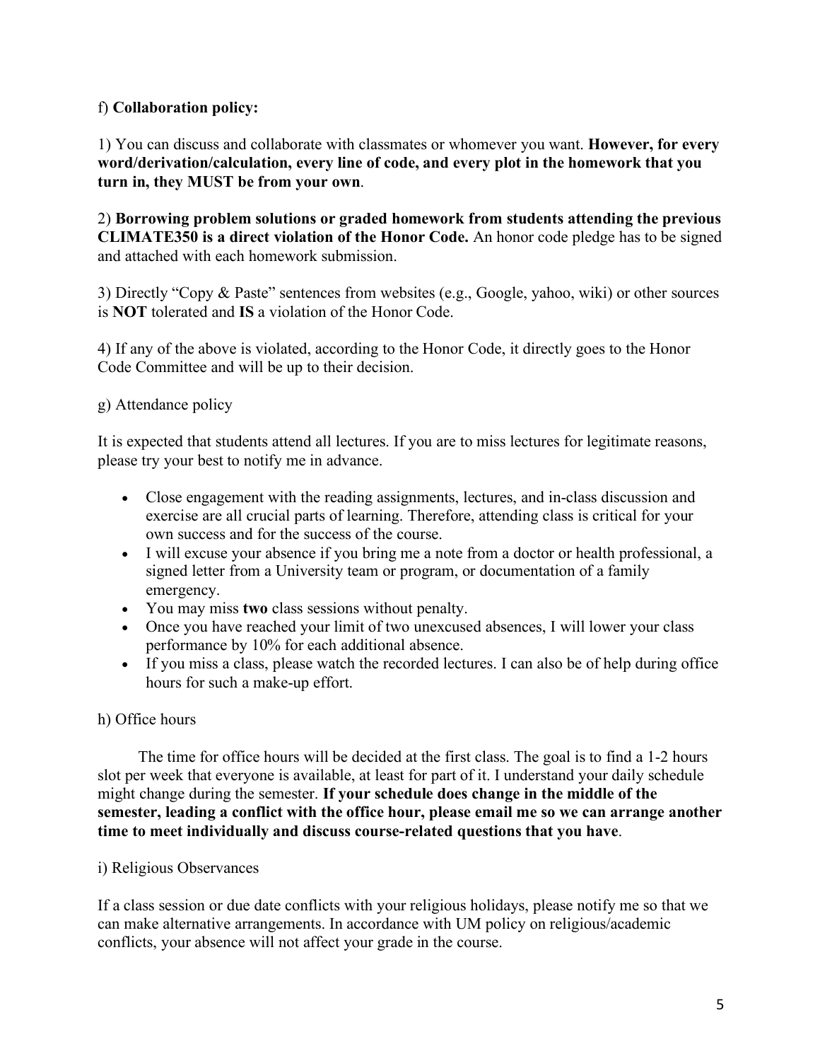f) **Collaboration policy:**

1) You can discuss and collaborate with classmates or whomever you want. **However, for every word/derivation/calculation, every line of code, and every plot in the homework that you turn in, they MUST be from your own**.

2) **Borrowing problem solutions or graded homework from students attending the previous CLIMATE350 is a direct violation of the Honor Code.** An honor code pledge has to be signed and attached with each homework submission.

3) Directly "Copy & Paste" sentences from websites (e.g., Google, yahoo, wiki) or other sources is **NOT** tolerated and **IS** a violation of the Honor Code.

4) If any of the above is violated, according to the Honor Code, it directly goes to the Honor Code Committee and will be up to their decision.

g) Attendance policy

It is expected that students attend all lectures. If you are to miss lectures for legitimate reasons, please try your best to notify me in advance.

- Close engagement with the reading assignments, lectures, and in-class discussion and exercise are all crucial parts of learning. Therefore, attending class is critical for your own success and for the success of the course.
- I will excuse your absence if you bring me a note from a doctor or health professional, a signed letter from a University team or program, or documentation of a family emergency.
- You may miss **two** class sessions without penalty.
- Once you have reached your limit of two unexcused absences, I will lower your class performance by 10% for each additional absence.
- If you miss a class, please watch the recorded lectures. I can also be of help during office hours for such a make-up effort.

h) Office hours

The time for office hours will be decided at the first class. The goal is to find a 1-2 hours slot per week that everyone is available, at least for part of it. I understand your daily schedule might change during the semester. **If your schedule does change in the middle of the semester, leading a conflict with the office hour, please email me so we can arrange another time to meet individually and discuss course-related questions that you have**.

i) Religious Observances

If a class session or due date conflicts with your religious holidays, please notify me so that we can make alternative arrangements. In accordance with UM policy on religious/academic conflicts, your absence will not affect your grade in the course.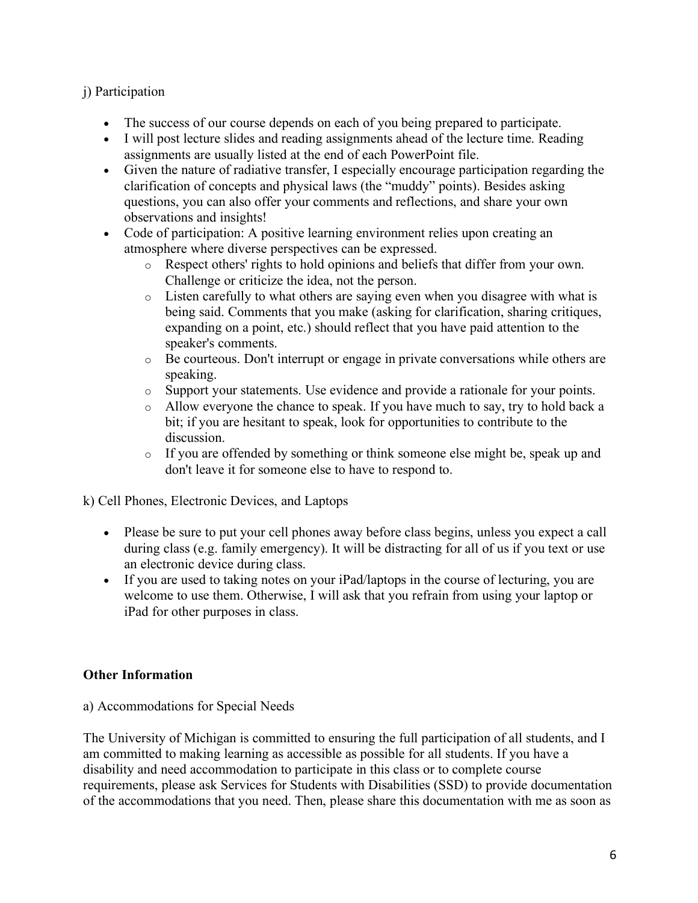j) Participation

- The success of our course depends on each of you being prepared to participate.
- I will post lecture slides and reading assignments ahead of the lecture time. Reading assignments are usually listed at the end of each PowerPoint file.
- Given the nature of radiative transfer, I especially encourage participation regarding the clarification of concepts and physical laws (the "muddy" points). Besides asking questions, you can also offer your comments and reflections, and share your own observations and insights!
- Code of participation: A positive learning environment relies upon creating an atmosphere where diverse perspectives can be expressed.
    - Respect others' rights to hold opinions and beliefs that differ from your own. Challenge or criticize the idea, not the person.
    - Listen carefully to what others are saying even when you disagree with what is being said. Comments that you make (asking for clarification, sharing critiques, expanding on a point, etc.) should reflect that you have paid attention to the speaker's comments.
    - Be courteous. Don't interrupt or engage in private conversations while others are speaking.
    - Support your statements. Use evidence and provide a rationale for your points.
    - Allow everyone the chance to speak. If you have much to say, try to hold back a bit; if you are hesitant to speak, look for opportunities to contribute to the discussion.
    - If you are offended by something or think someone else might be, speak up and don't leave it for someone else to have to respond to.

k) Cell Phones, Electronic Devices, and Laptops

- Please be sure to put your cell phones away before class begins, unless you expect a call during class (e.g. family emergency). It will be distracting for all of us if you text or use an electronic device during class.
- If you are used to taking notes on your iPad/laptops in the course of lecturing, you are welcome to use them. Otherwise, I will ask that you refrain from using your laptop or iPad for other purposes in class.

**Other Information**

a) Accommodations for Special Needs

The University of Michigan is committed to ensuring the full participation of all students, and I am committed to making learning as accessible as possible for all students. If you have a disability and need accommodation to participate in this class or to complete course requirements, please ask Services for Students with Disabilities (SSD) to provide documentation of the accommodations that you need. Then, please share this documentation with me as soon as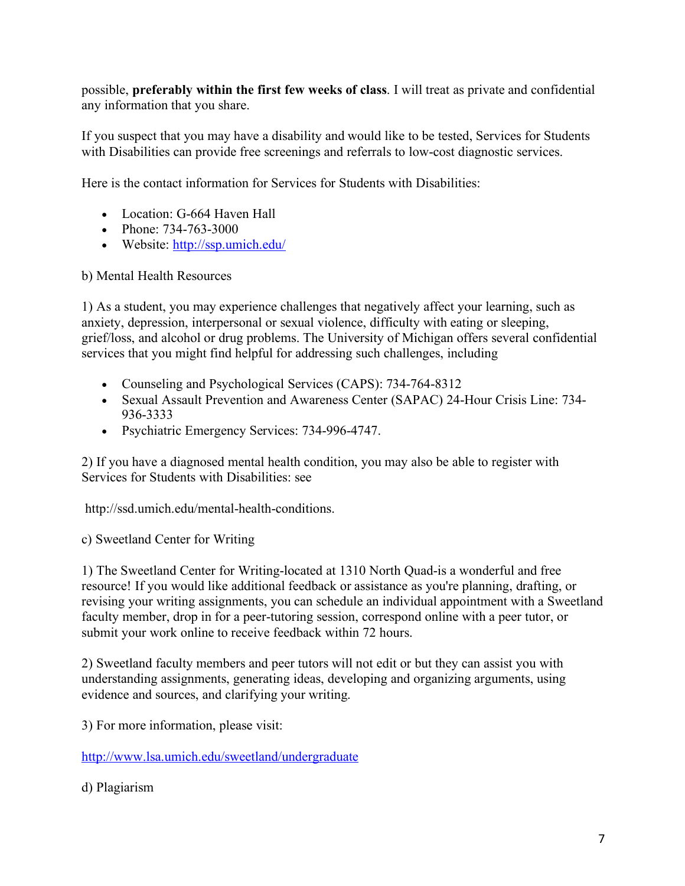possible, **preferably within the first few weeks of class**. I will treat as private and confidential any information that you share.

If you suspect that you may have a disability and would like to be tested, Services for Students with Disabilities can provide free screenings and referrals to low-cost diagnostic services.

Here is the contact information for Services for Students with Disabilities:

- Location: G-664 Haven Hall
- Phone: 734-763-3000
- Website: [http://ssp.umich.edu/](http://ssp.umich.edu/)

b) Mental Health Resources

1) As a student, you may experience challenges that negatively affect your learning, such as anxiety, depression, interpersonal or sexual violence, difficulty with eating or sleeping, grief/loss, and alcohol or drug problems. The University of Michigan offers several confidential services that you might find helpful for addressing such challenges, including

- Counseling and Psychological Services (CAPS): 734-764-8312
- Sexual Assault Prevention and Awareness Center (SAPAC) 24-Hour Crisis Line: 734-936-3333
- Psychiatric Emergency Services: 734-996-4747.

2) If you have a diagnosed mental health condition, you may also be able to register with Services for Students with Disabilities: see

http://ssd.umich.edu/mental-health-conditions.

c) Sweetland Center for Writing

1) The Sweetland Center for Writing-located at 1310 North Quad-is a wonderful and free resource! If you would like additional feedback or assistance as you're planning, drafting, or revising your writing assignments, you can schedule an individual appointment with a Sweetland faculty member, drop in for a peer-tutoring session, correspond online with a peer tutor, or submit your work online to receive feedback within 72 hours.

2) Sweetland faculty members and peer tutors will not edit or but they can assist you with understanding assignments, generating ideas, developing and organizing arguments, using evidence and sources, and clarifying your writing.

3) For more information, please visit:

[http://www.lsa.umich.edu/sweetland/undergraduate](http://www.lsa.umich.edu/sweetland/undergraduate)

d) Plagiarism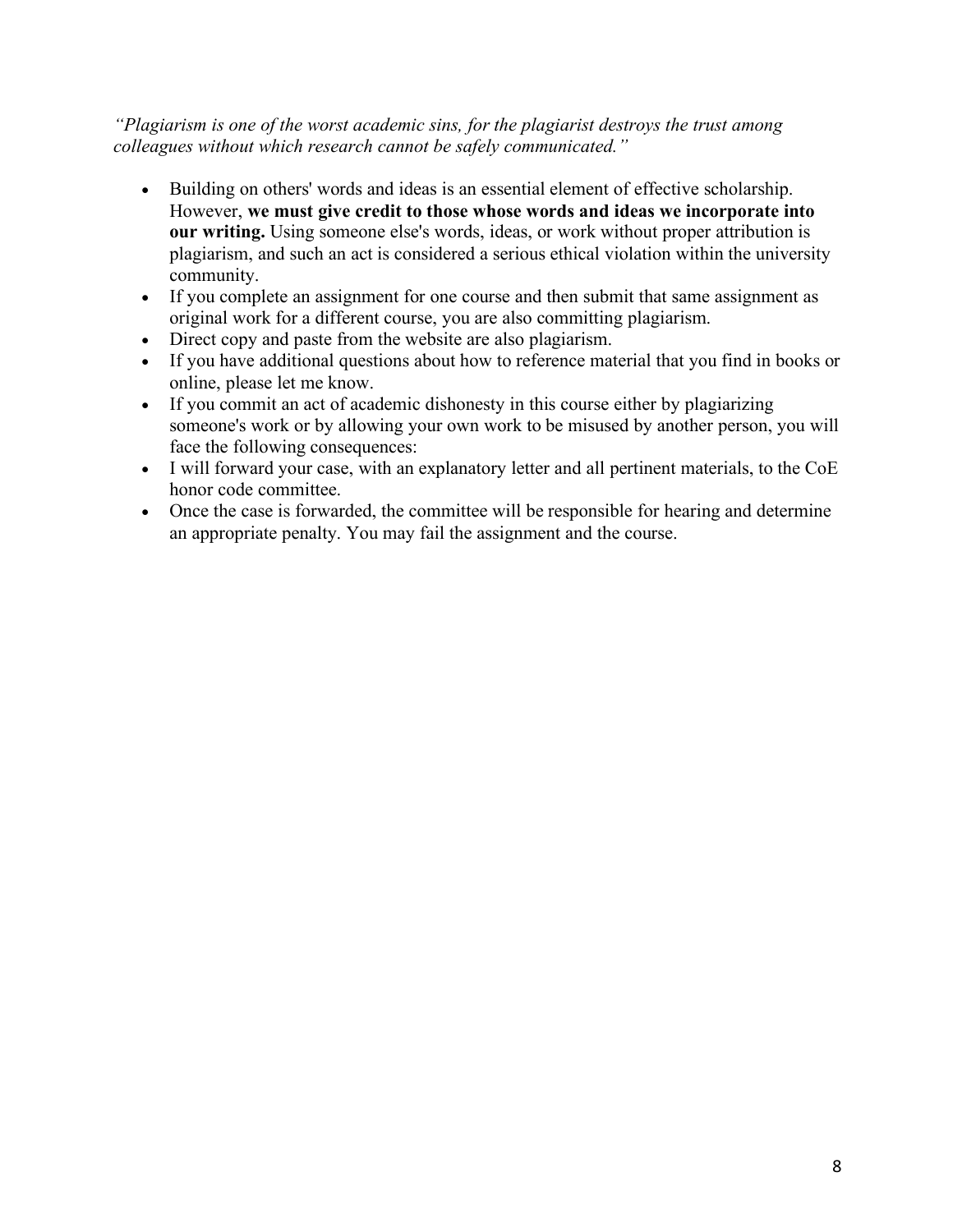*"Plagiarism is one of the worst academic sins, for the plagiarist destroys the trust among colleagues without which research cannot be safely communicated."*

- Building on others' words and ideas is an essential element of effective scholarship. However, **we must give credit to those whose words and ideas we incorporate into our writing.** Using someone else's words, ideas, or work without proper attribution is plagiarism, and such an act is considered a serious ethical violation within the university community.
- If you complete an assignment for one course and then submit that same assignment as original work for a different course, you are also committing plagiarism.
- Direct copy and paste from the website are also plagiarism.
- If you have additional questions about how to reference material that you find in books or online, please let me know.
- If you commit an act of academic dishonesty in this course either by plagiarizing someone's work or by allowing your own work to be misused by another person, you will face the following consequences:
- I will forward your case, with an explanatory letter and all pertinent materials, to the CoE honor code committee.
- Once the case is forwarded, the committee will be responsible for hearing and determine an appropriate penalty. You may fail the assignment and the course.